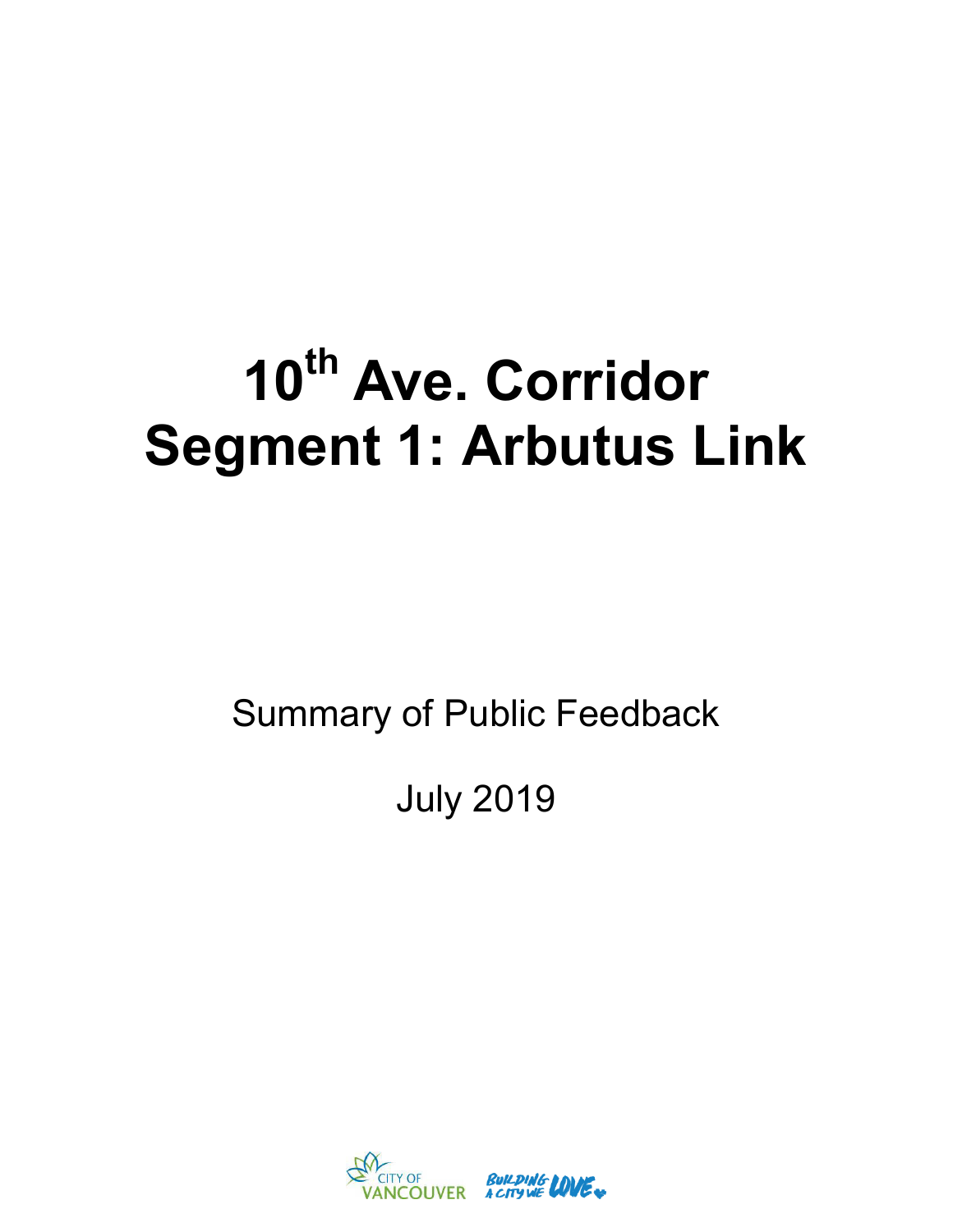# 10th Ave. Corridor Segment 1: Arbutus Link

Summary of Public Feedback

July 2019

CITY OF VANCOUVER BUILDING A CITY WE LOVE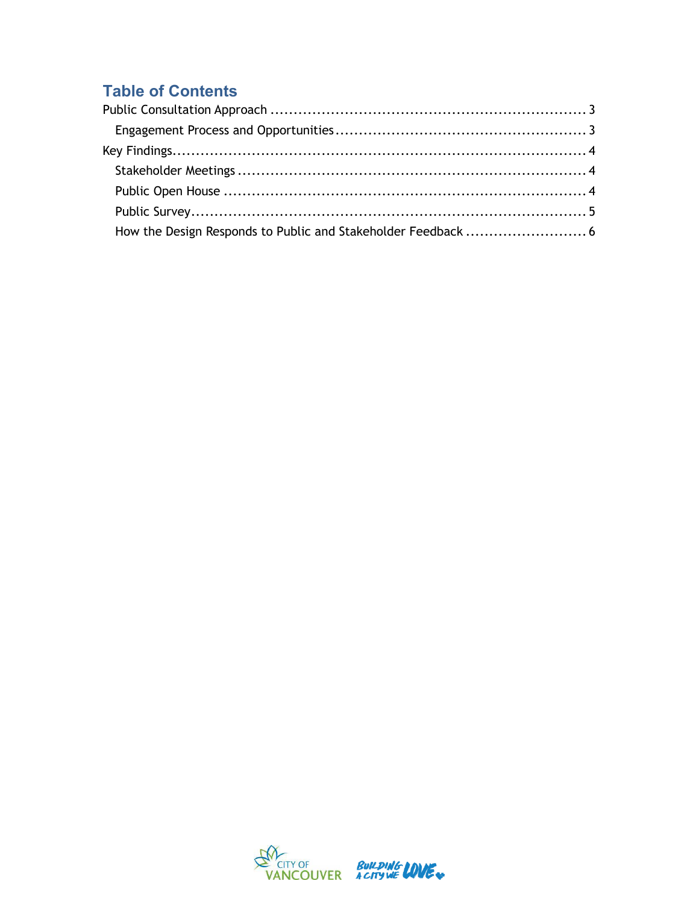## Table of Contents

Public Consultation Approach ..................................................................... 3

- Engagement Process and Opportunities ..................................................... 3

Key Findings........................................................................................ 4

- Stakeholder Meetings .......................................................................... 4
- Public Open House ............................................................................. 4
- Public Survey..................................................................................... 5
- How the Design Responds to Public and Stakeholder Feedback .......................... 6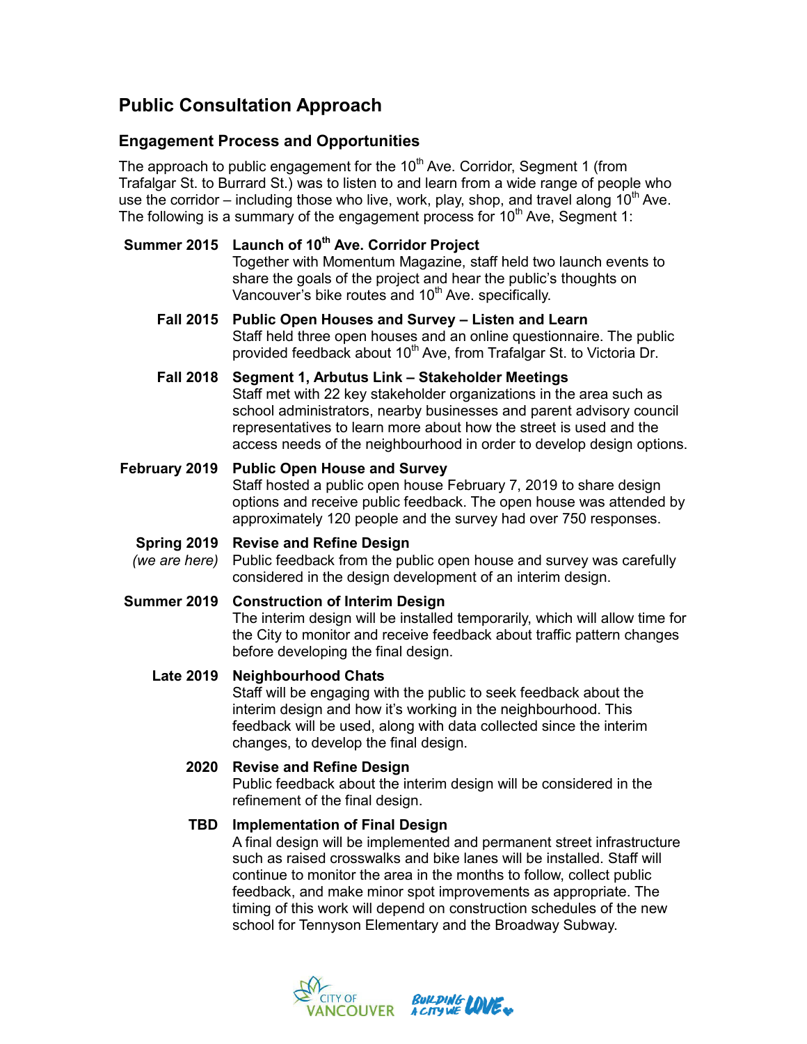# Public Consultation Approach

## Engagement Process and Opportunities

The approach to public engagement for the 10th Ave. Corridor, Segment 1 (from Trafalgar St. to Burrard St.) was to listen to and learn from a wide range of people who use the corridor – including those who live, work, play, shop, and travel along 10th Ave. The following is a summary of the engagement process for 10th Ave, Segment 1:

**Summer 2015** — **Launch of 10th Ave. Corridor Project**
Together with Momentum Magazine, staff held two launch events to share the goals of the project and hear the public's thoughts on Vancouver's bike routes and 10th Ave. specifically.

**Fall 2015** — **Public Open Houses and Survey – Listen and Learn**
Staff held three open houses and an online questionnaire. The public provided feedback about 10th Ave, from Trafalgar St. to Victoria Dr.

**Fall 2018** — **Segment 1, Arbutus Link – Stakeholder Meetings**
Staff met with 22 key stakeholder organizations in the area such as school administrators, nearby businesses and parent advisory council representatives to learn more about how the street is used and the access needs of the neighbourhood in order to develop design options.

**February 2019** — **Public Open House and Survey**
Staff hosted a public open house February 7, 2019 to share design options and receive public feedback. The open house was attended by approximately 120 people and the survey had over 750 responses.

**Spring 2019** *(we are here)* — **Revise and Refine Design**
Public feedback from the public open house and survey was carefully considered in the design development of an interim design.

**Summer 2019** — **Construction of Interim Design**
The interim design will be installed temporarily, which will allow time for the City to monitor and receive feedback about traffic pattern changes before developing the final design.

**Late 2019** — **Neighbourhood Chats**
Staff will be engaging with the public to seek feedback about the interim design and how it's working in the neighbourhood. This feedback will be used, along with data collected since the interim changes, to develop the final design.

**2020** — **Revise and Refine Design**
Public feedback about the interim design will be considered in the refinement of the final design.

**TBD** — **Implementation of Final Design**
A final design will be implemented and permanent street infrastructure such as raised crosswalks and bike lanes will be installed. Staff will continue to monitor the area in the months to follow, collect public feedback, and make minor spot improvements as appropriate. The timing of this work will depend on construction schedules of the new school for Tennyson Elementary and the Broadway Subway.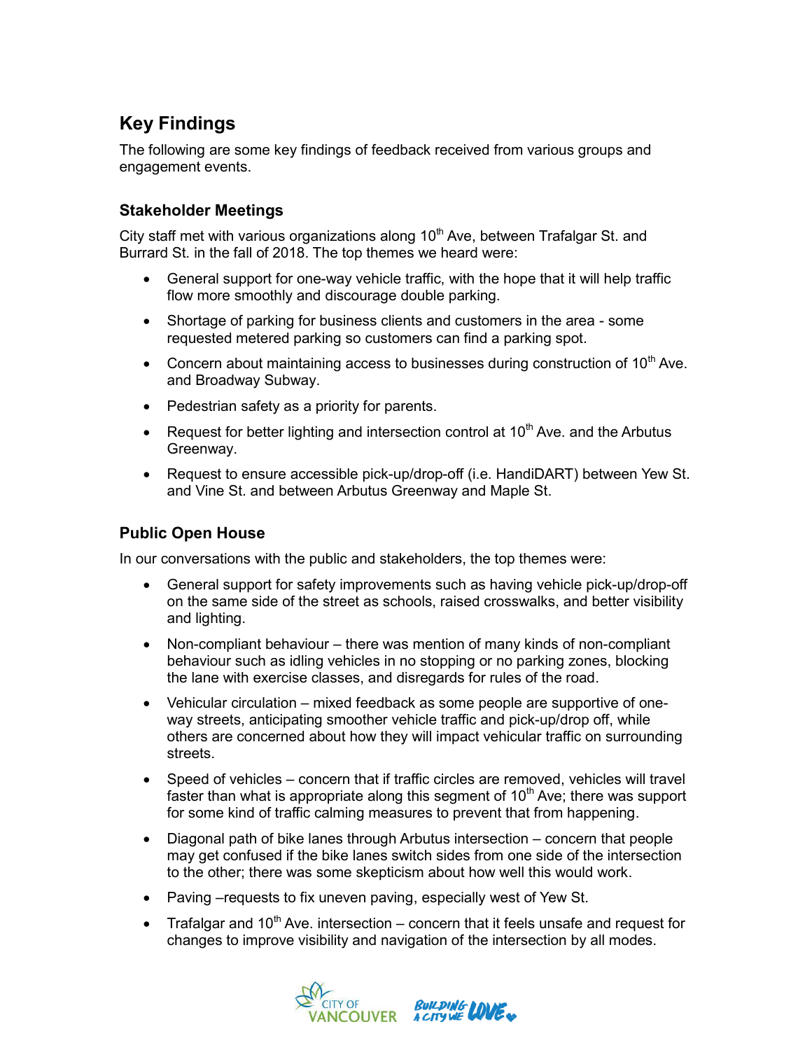## Key Findings

The following are some key findings of feedback received from various groups and engagement events.

### Stakeholder Meetings

City staff met with various organizations along 10th Ave, between Trafalgar St. and Burrard St. in the fall of 2018. The top themes we heard were:

- General support for one-way vehicle traffic, with the hope that it will help traffic flow more smoothly and discourage double parking.
- Shortage of parking for business clients and customers in the area - some requested metered parking so customers can find a parking spot.
- Concern about maintaining access to businesses during construction of 10th Ave. and Broadway Subway.
- Pedestrian safety as a priority for parents.
- Request for better lighting and intersection control at 10th Ave. and the Arbutus Greenway.
- Request to ensure accessible pick-up/drop-off (i.e. HandiDART) between Yew St. and Vine St. and between Arbutus Greenway and Maple St.

### Public Open House

In our conversations with the public and stakeholders, the top themes were:

- General support for safety improvements such as having vehicle pick-up/drop-off on the same side of the street as schools, raised crosswalks, and better visibility and lighting.
- Non-compliant behaviour – there was mention of many kinds of non-compliant behaviour such as idling vehicles in no stopping or no parking zones, blocking the lane with exercise classes, and disregards for rules of the road.
- Vehicular circulation – mixed feedback as some people are supportive of one-way streets, anticipating smoother vehicle traffic and pick-up/drop off, while others are concerned about how they will impact vehicular traffic on surrounding streets.
- Speed of vehicles – concern that if traffic circles are removed, vehicles will travel faster than what is appropriate along this segment of 10th Ave; there was support for some kind of traffic calming measures to prevent that from happening.
- Diagonal path of bike lanes through Arbutus intersection – concern that people may get confused if the bike lanes switch sides from one side of the intersection to the other; there was some skepticism about how well this would work.
- Paving –requests to fix uneven paving, especially west of Yew St.
- Trafalgar and 10th Ave. intersection – concern that it feels unsafe and request for changes to improve visibility and navigation of the intersection by all modes.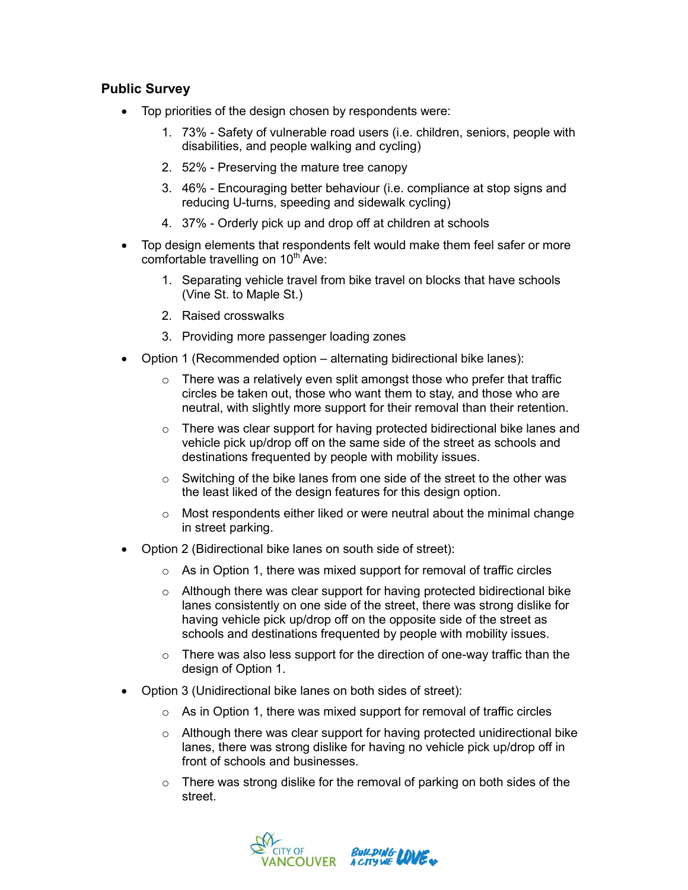### Public Survey

- Top priorities of the design chosen by respondents were:
    1. 73% - Safety of vulnerable road users (i.e. children, seniors, people with disabilities, and people walking and cycling)
    2. 52% - Preserving the mature tree canopy
    3. 46% - Encouraging better behaviour (i.e. compliance at stop signs and reducing U-turns, speeding and sidewalk cycling)
    4. 37% - Orderly pick up and drop off at children at schools
- Top design elements that respondents felt would make them feel safer or more comfortable travelling on 10th Ave:
    1. Separating vehicle travel from bike travel on blocks that have schools (Vine St. to Maple St.)
    2. Raised crosswalks
    3. Providing more passenger loading zones
- Option 1 (Recommended option – alternating bidirectional bike lanes):
    - There was a relatively even split amongst those who prefer that traffic circles be taken out, those who want them to stay, and those who are neutral, with slightly more support for their removal than their retention.
    - There was clear support for having protected bidirectional bike lanes and vehicle pick up/drop off on the same side of the street as schools and destinations frequented by people with mobility issues.
    - Switching of the bike lanes from one side of the street to the other was the least liked of the design features for this design option.
    - Most respondents either liked or were neutral about the minimal change in street parking.
- Option 2 (Bidirectional bike lanes on south side of street):
    - As in Option 1, there was mixed support for removal of traffic circles
    - Although there was clear support for having protected bidirectional bike lanes consistently on one side of the street, there was strong dislike for having vehicle pick up/drop off on the opposite side of the street as schools and destinations frequented by people with mobility issues.
    - There was also less support for the direction of one-way traffic than the design of Option 1.
- Option 3 (Unidirectional bike lanes on both sides of street):
    - As in Option 1, there was mixed support for removal of traffic circles
    - Although there was clear support for having protected unidirectional bike lanes, there was strong dislike for having no vehicle pick up/drop off in front of schools and businesses.
    - There was strong dislike for the removal of parking on both sides of the street.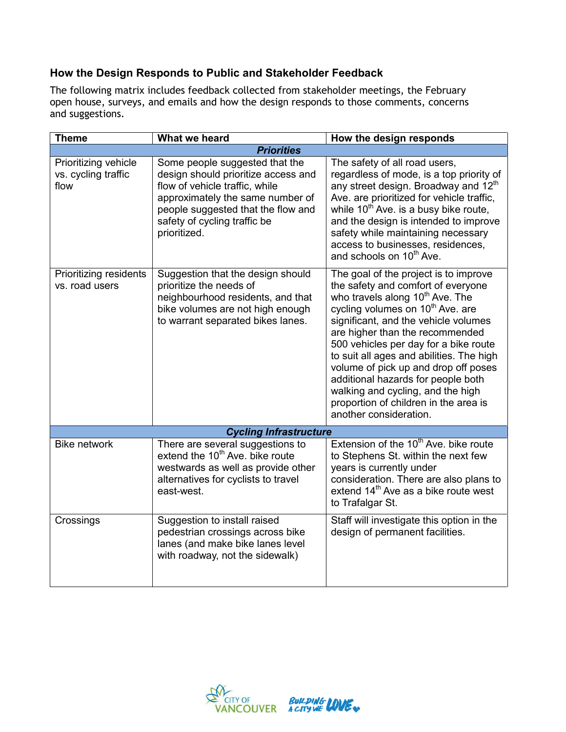## How the Design Responds to Public and Stakeholder Feedback

The following matrix includes feedback collected from stakeholder meetings, the February open house, surveys, and emails and how the design responds to those comments, concerns and suggestions.

| Theme | What we heard | How the design responds |
|---|---|---|
| ***Priorities*** | | |
| Prioritizing vehicle vs. cycling traffic flow | Some people suggested that the design should prioritize access and flow of vehicle traffic, while approximately the same number of people suggested that the flow and safety of cycling traffic be prioritized. | The safety of all road users, regardless of mode, is a top priority of any street design. Broadway and 12th Ave. are prioritized for vehicle traffic, while 10th Ave. is a busy bike route, and the design is intended to improve safety while maintaining necessary access to businesses, residences, and schools on 10th Ave. |
| Prioritizing residents vs. road users | Suggestion that the design should prioritize the needs of neighbourhood residents, and that bike volumes are not high enough to warrant separated bikes lanes. | The goal of the project is to improve the safety and comfort of everyone who travels along 10th Ave. The cycling volumes on 10th Ave. are significant, and the vehicle volumes are higher than the recommended 500 vehicles per day for a bike route to suit all ages and abilities. The high volume of pick up and drop off poses additional hazards for people both walking and cycling, and the high proportion of children in the area is another consideration. |
| ***Cycling Infrastructure*** | | |
| Bike network | There are several suggestions to extend the 10th Ave. bike route westwards as well as provide other alternatives for cyclists to travel east-west. | Extension of the 10th Ave. bike route to Stephens St. within the next few years is currently under consideration. There are also plans to extend 14th Ave as a bike route west to Trafalgar St. |
| Crossings | Suggestion to install raised pedestrian crossings across bike lanes (and make bike lanes level with roadway, not the sidewalk) | Staff will investigate this option in the design of permanent facilities. |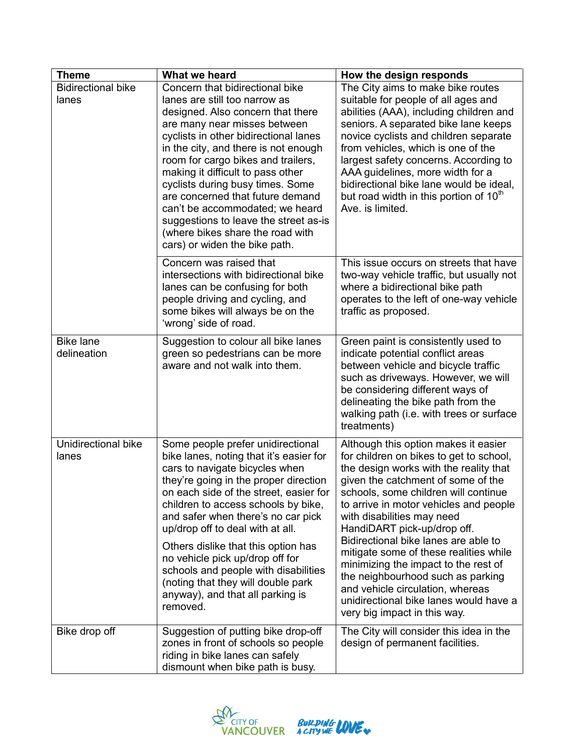| Theme | What we heard | How the design responds |
|---|---|---|
| Bidirectional bike lanes | Concern that bidirectional bike lanes are still too narrow as designed. Also concern that there are many near misses between cyclists in other bidirectional lanes in the city, and there is not enough room for cargo bikes and trailers, making it difficult to pass other cyclists during busy times. Some are concerned that future demand can't be accommodated; we heard suggestions to leave the street as-is (where bikes share the road with cars) or widen the bike path. | The City aims to make bike routes suitable for people of all ages and abilities (AAA), including children and seniors. A separated bike lane keeps novice cyclists and children separate from vehicles, which is one of the largest safety concerns. According to AAA guidelines, more width for a bidirectional bike lane would be ideal, but road width in this portion of 10th Ave. is limited. |
| | Concern was raised that intersections with bidirectional bike lanes can be confusing for both people driving and cycling, and some bikes will always be on the 'wrong' side of road. | This issue occurs on streets that have two-way vehicle traffic, but usually not where a bidirectional bike path operates to the left of one-way vehicle traffic as proposed. |
| Bike lane delineation | Suggestion to colour all bike lanes green so pedestrians can be more aware and not walk into them. | Green paint is consistently used to indicate potential conflict areas between vehicle and bicycle traffic such as driveways. However, we will be considering different ways of delineating the bike path from the walking path (i.e. with trees or surface treatments) |
| Unidirectional bike lanes | Some people prefer unidirectional bike lanes, noting that it's easier for cars to navigate bicycles when they're going in the proper direction on each side of the street, easier for children to access schools by bike, and safer when there's no car pick up/drop off to deal with at all.<br><br>Others dislike that this option has no vehicle pick up/drop off for schools and people with disabilities (noting that they will double park anyway), and that all parking is removed. | Although this option makes it easier for children on bikes to get to school, the design works with the reality that given the catchment of some of the schools, some children will continue to arrive in motor vehicles and people with disabilities may need HandiDART pick-up/drop off. Bidirectional bike lanes are able to mitigate some of these realities while minimizing the impact to the rest of the neighbourhood such as parking and vehicle circulation, whereas unidirectional bike lanes would have a very big impact in this way. |
| Bike drop off | Suggestion of putting bike drop-off zones in front of schools so people riding in bike lanes can safely dismount when bike path is busy. | The City will consider this idea in the design of permanent facilities. |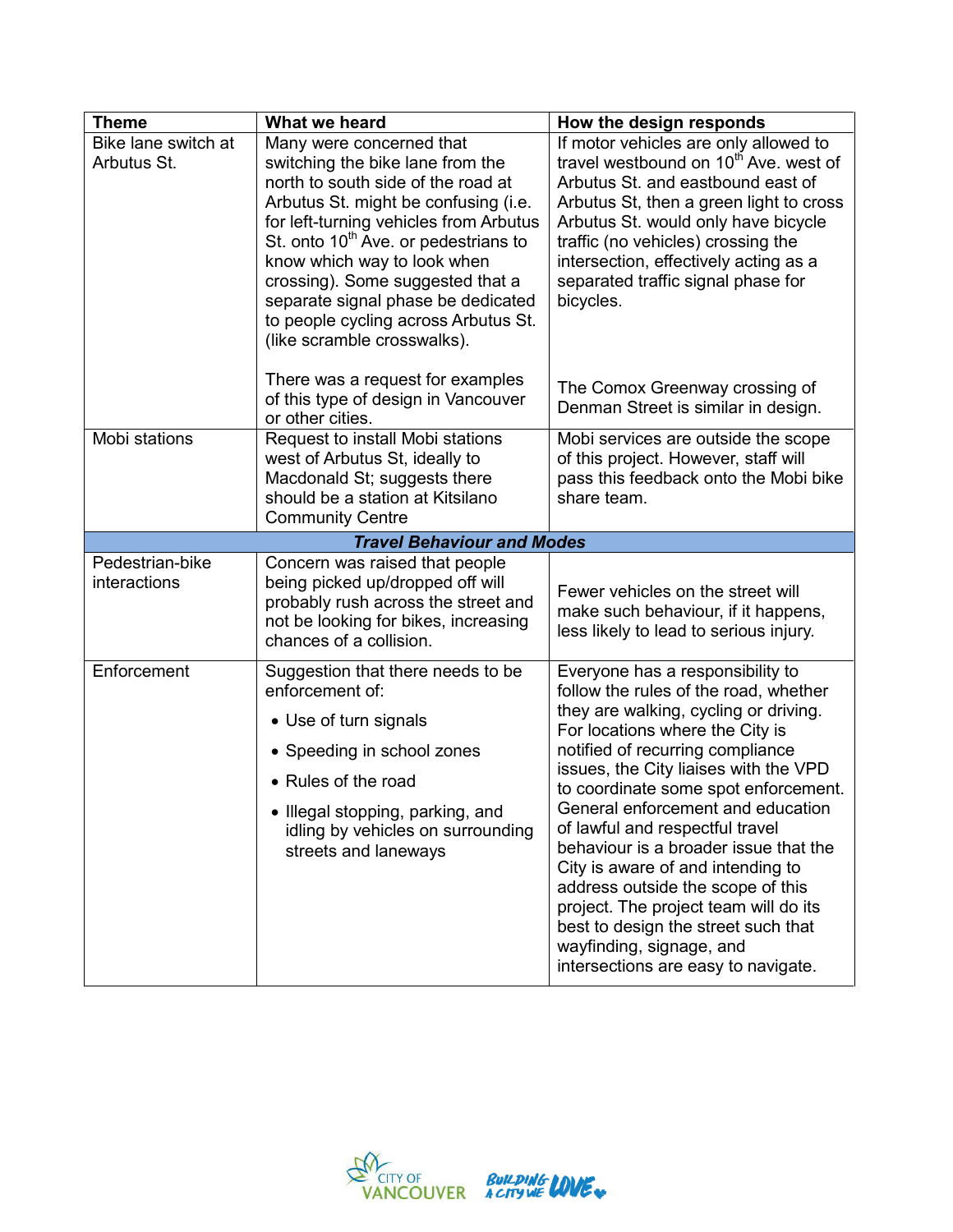| Theme | What we heard | How the design responds |
|---|---|---|
| Bike lane switch at Arbutus St. | Many were concerned that switching the bike lane from the north to south side of the road at Arbutus St. might be confusing (i.e. for left-turning vehicles from Arbutus St. onto 10th Ave. or pedestrians to know which way to look when crossing). Some suggested that a separate signal phase be dedicated to people cycling across Arbutus St. (like scramble crosswalks).<br><br>There was a request for examples of this type of design in Vancouver or other cities. | If motor vehicles are only allowed to travel westbound on 10th Ave. west of Arbutus St. and eastbound east of Arbutus St, then a green light to cross Arbutus St. would only have bicycle traffic (no vehicles) crossing the intersection, effectively acting as a separated traffic signal phase for bicycles.<br><br>The Comox Greenway crossing of Denman Street is similar in design. |
| Mobi stations | Request to install Mobi stations west of Arbutus St, ideally to Macdonald St; suggests there should be a station at Kitsilano Community Centre | Mobi services are outside the scope of this project. However, staff will pass this feedback onto the Mobi bike share team. |
| ***Travel Behaviour and Modes*** | | |
| Pedestrian-bike interactions | Concern was raised that people being picked up/dropped off will probably rush across the street and not be looking for bikes, increasing chances of a collision. | Fewer vehicles on the street will make such behaviour, if it happens, less likely to lead to serious injury. |
| Enforcement | Suggestion that there needs to be enforcement of:<br>• Use of turn signals<br>• Speeding in school zones<br>• Rules of the road<br>• Illegal stopping, parking, and idling by vehicles on surrounding streets and laneways | Everyone has a responsibility to follow the rules of the road, whether they are walking, cycling or driving. For locations where the City is notified of recurring compliance issues, the City liaises with the VPD to coordinate some spot enforcement. General enforcement and education of lawful and respectful travel behaviour is a broader issue that the City is aware of and intending to address outside the scope of this project. The project team will do its best to design the street such that wayfinding, signage, and intersections are easy to navigate. |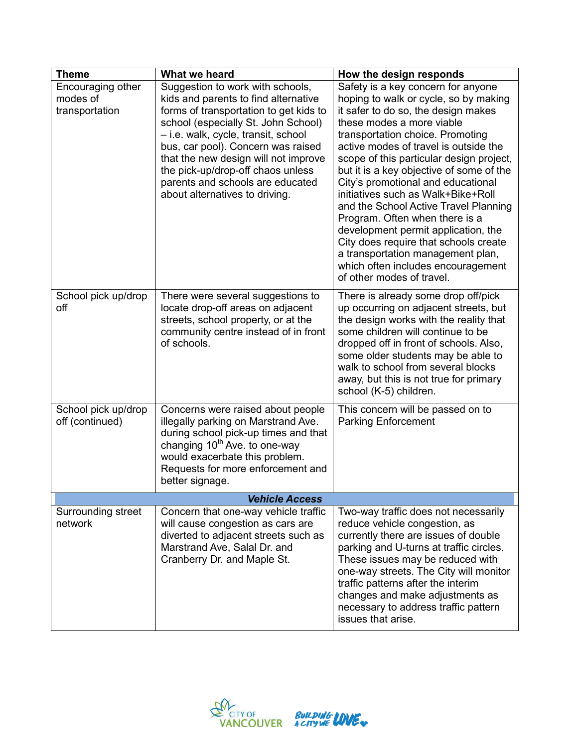| Theme | What we heard | How the design responds |
|---|---|---|
| Encouraging other modes of transportation | Suggestion to work with schools, kids and parents to find alternative forms of transportation to get kids to school (especially St. John School) – i.e. walk, cycle, transit, school bus, car pool). Concern was raised that the new design will not improve the pick-up/drop-off chaos unless parents and schools are educated about alternatives to driving. | Safety is a key concern for anyone hoping to walk or cycle, so by making it safer to do so, the design makes these modes a more viable transportation choice. Promoting active modes of travel is outside the scope of this particular design project, but it is a key objective of some of the City's promotional and educational initiatives such as Walk+Bike+Roll and the School Active Travel Planning Program. Often when there is a development permit application, the City does require that schools create a transportation management plan, which often includes encouragement of other modes of travel. |
| School pick up/drop off | There were several suggestions to locate drop-off areas on adjacent streets, school property, or at the community centre instead of in front of schools. | There is already some drop off/pick up occurring on adjacent streets, but the design works with the reality that some children will continue to be dropped off in front of schools. Also, some older students may be able to walk to school from several blocks away, but this is not true for primary school (K-5) children. |
| School pick up/drop off (continued) | Concerns were raised about people illegally parking on Marstrand Ave. during school pick-up times and that changing 10th Ave. to one-way would exacerbate this problem. Requests for more enforcement and better signage. | This concern will be passed on to Parking Enforcement |
| | ***Vehicle Access*** | |
| Surrounding street network | Concern that one-way vehicle traffic will cause congestion as cars are diverted to adjacent streets such as Marstrand Ave, Salal Dr. and Cranberry Dr. and Maple St. | Two-way traffic does not necessarily reduce vehicle congestion, as currently there are issues of double parking and U-turns at traffic circles. These issues may be reduced with one-way streets. The City will monitor traffic patterns after the interim changes and make adjustments as necessary to address traffic pattern issues that arise. |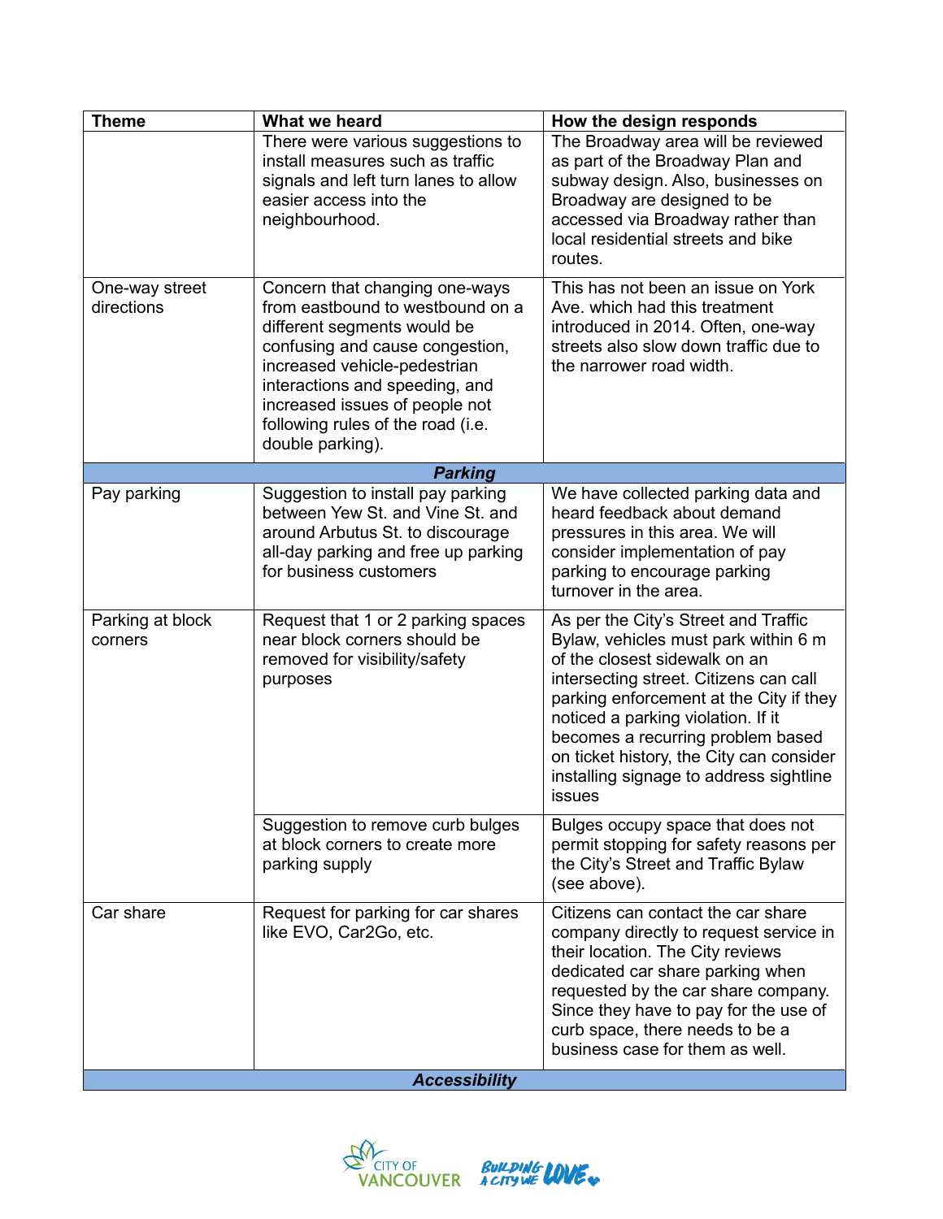| Theme | What we heard | How the design responds |
| --- | --- | --- |
| | There were various suggestions to install measures such as traffic signals and left turn lanes to allow easier access into the neighbourhood. | The Broadway area will be reviewed as part of the Broadway Plan and subway design. Also, businesses on Broadway are designed to be accessed via Broadway rather than local residential streets and bike routes. |
| One-way street directions | Concern that changing one-ways from eastbound to westbound on a different segments would be confusing and cause congestion, increased vehicle-pedestrian interactions and speeding, and increased issues of people not following rules of the road (i.e. double parking). | This has not been an issue on York Ave. which had this treatment introduced in 2014. Often, one-way streets also slow down traffic due to the narrower road width. |
| | ***Parking*** | |
| Pay parking | Suggestion to install pay parking between Yew St. and Vine St. and around Arbutus St. to discourage all-day parking and free up parking for business customers | We have collected parking data and heard feedback about demand pressures in this area. We will consider implementation of pay parking to encourage parking turnover in the area. |
| Parking at block corners | Request that 1 or 2 parking spaces near block corners should be removed for visibility/safety purposes | As per the City's Street and Traffic Bylaw, vehicles must park within 6 m of the closest sidewalk on an intersecting street. Citizens can call parking enforcement at the City if they noticed a parking violation. If it becomes a recurring problem based on ticket history, the City can consider installing signage to address sightline issues |
| | Suggestion to remove curb bulges at block corners to create more parking supply | Bulges occupy space that does not permit stopping for safety reasons per the City's Street and Traffic Bylaw (see above). |
| Car share | Request for parking for car shares like EVO, Car2Go, etc. | Citizens can contact the car share company directly to request service in their location. The City reviews dedicated car share parking when requested by the car share company. Since they have to pay for the use of curb space, there needs to be a business case for them as well. |
| | ***Accessibility*** | |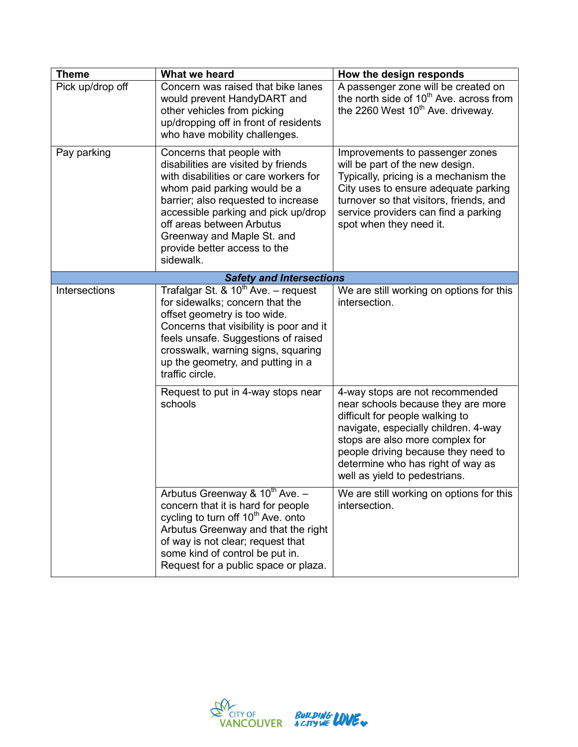| Theme | What we heard | How the design responds |
| --- | --- | --- |
| Pick up/drop off | Concern was raised that bike lanes would prevent HandyDART and other vehicles from picking up/dropping off in front of residents who have mobility challenges. | A passenger zone will be created on the north side of 10th Ave. across from the 2260 West 10th Ave. driveway. |
| Pay parking | Concerns that people with disabilities are visited by friends with disabilities or care workers for whom paid parking would be a barrier; also requested to increase accessible parking and pick up/drop off areas between Arbutus Greenway and Maple St. and provide better access to the sidewalk. | Improvements to passenger zones will be part of the new design. Typically, pricing is a mechanism the City uses to ensure adequate parking turnover so that visitors, friends, and service providers can find a parking spot when they need it. |
| ***Safety and Intersections*** | | |
| Intersections | Trafalgar St. & 10th Ave. – request for sidewalks; concern that the offset geometry is too wide. Concerns that visibility is poor and it feels unsafe. Suggestions of raised crosswalk, warning signs, squaring up the geometry, and putting in a traffic circle. | We are still working on options for this intersection. |
| | Request to put in 4-way stops near schools | 4-way stops are not recommended near schools because they are more difficult for people walking to navigate, especially children. 4-way stops are also more complex for people driving because they need to determine who has right of way as well as yield to pedestrians. |
| | Arbutus Greenway & 10th Ave. – concern that it is hard for people cycling to turn off 10th Ave. onto Arbutus Greenway and that the right of way is not clear; request that some kind of control be put in. Request for a public space or plaza. | We are still working on options for this intersection. |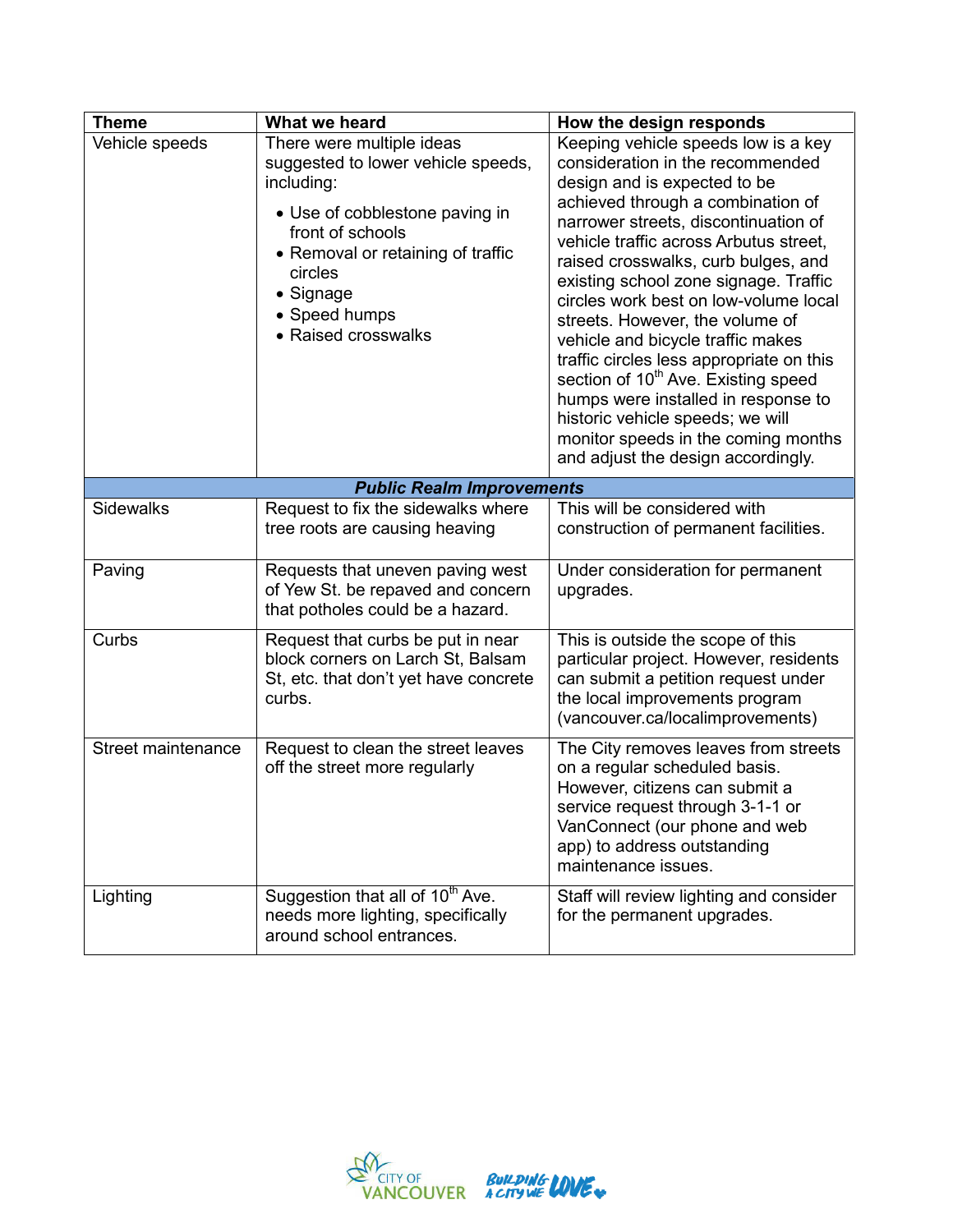| Theme | What we heard | How the design responds |
| --- | --- | --- |
| Vehicle speeds | There were multiple ideas suggested to lower vehicle speeds, including: <br>• Use of cobblestone paving in front of schools<br>• Removal or retaining of traffic circles<br>• Signage<br>• Speed humps<br>• Raised crosswalks | Keeping vehicle speeds low is a key consideration in the recommended design and is expected to be achieved through a combination of narrower streets, discontinuation of vehicle traffic across Arbutus street, raised crosswalks, curb bulges, and existing school zone signage. Traffic circles work best on low-volume local streets. However, the volume of vehicle and bicycle traffic makes traffic circles less appropriate on this section of 10th Ave. Existing speed humps were installed in response to historic vehicle speeds; we will monitor speeds in the coming months and adjust the design accordingly. |
| ***Public Realm Improvements*** | | |
| Sidewalks | Request to fix the sidewalks where tree roots are causing heaving | This will be considered with construction of permanent facilities. |
| Paving | Requests that uneven paving west of Yew St. be repaved and concern that potholes could be a hazard. | Under consideration for permanent upgrades. |
| Curbs | Request that curbs be put in near block corners on Larch St, Balsam St, etc. that don't yet have concrete curbs. | This is outside the scope of this particular project. However, residents can submit a petition request under the local improvements program (vancouver.ca/localimprovements) |
| Street maintenance | Request to clean the street leaves off the street more regularly | The City removes leaves from streets on a regular scheduled basis. However, citizens can submit a service request through 3-1-1 or VanConnect (our phone and web app) to address outstanding maintenance issues. |
| Lighting | Suggestion that all of 10th Ave. needs more lighting, specifically around school entrances. | Staff will review lighting and consider for the permanent upgrades. |